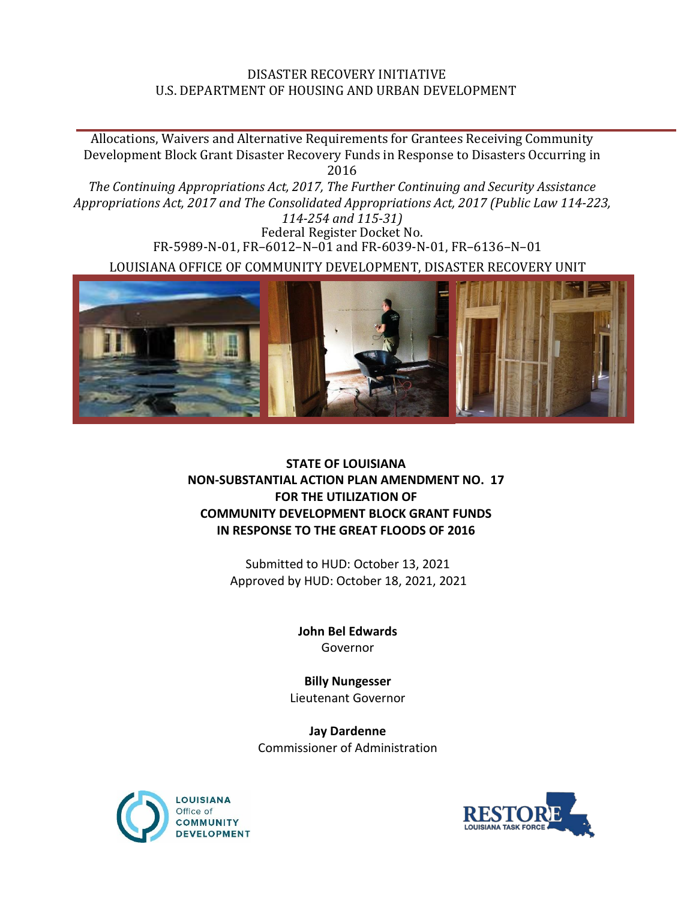DISASTER RECOVERY INITIATIVE
U.S. DEPARTMENT OF HOUSING AND URBAN DEVELOPMENT

Allocations, Waivers and Alternative Requirements for Grantees Receiving Community Development Block Grant Disaster Recovery Funds in Response to Disasters Occurring in 2016

*The Continuing Appropriations Act, 2017, The Further Continuing and Security Assistance Appropriations Act, 2017 and The Consolidated Appropriations Act, 2017 (Public Law 114-223, 114-254 and 115-31)*

Federal Register Docket No.
FR-5989-N-01, FR–6012–N–01 and FR-6039-N-01, FR–6136–N–01

LOUISIANA OFFICE OF COMMUNITY DEVELOPMENT, DISASTER RECOVERY UNIT

**STATE OF LOUISIANA**
**NON-SUBSTANTIAL ACTION PLAN AMENDMENT NO. 17**
**FOR THE UTILIZATION OF**
**COMMUNITY DEVELOPMENT BLOCK GRANT FUNDS**
**IN RESPONSE TO THE GREAT FLOODS OF 2016**

Submitted to HUD: October 13, 2021
Approved by HUD: October 18, 2021, 2021

**John Bel Edwards**
Governor

**Billy Nungesser**
Lieutenant Governor

**Jay Dardenne**
Commissioner of Administration

LOUISIANA Office of COMMUNITY DEVELOPMENT

RESTORE LOUISIANA TASK FORCE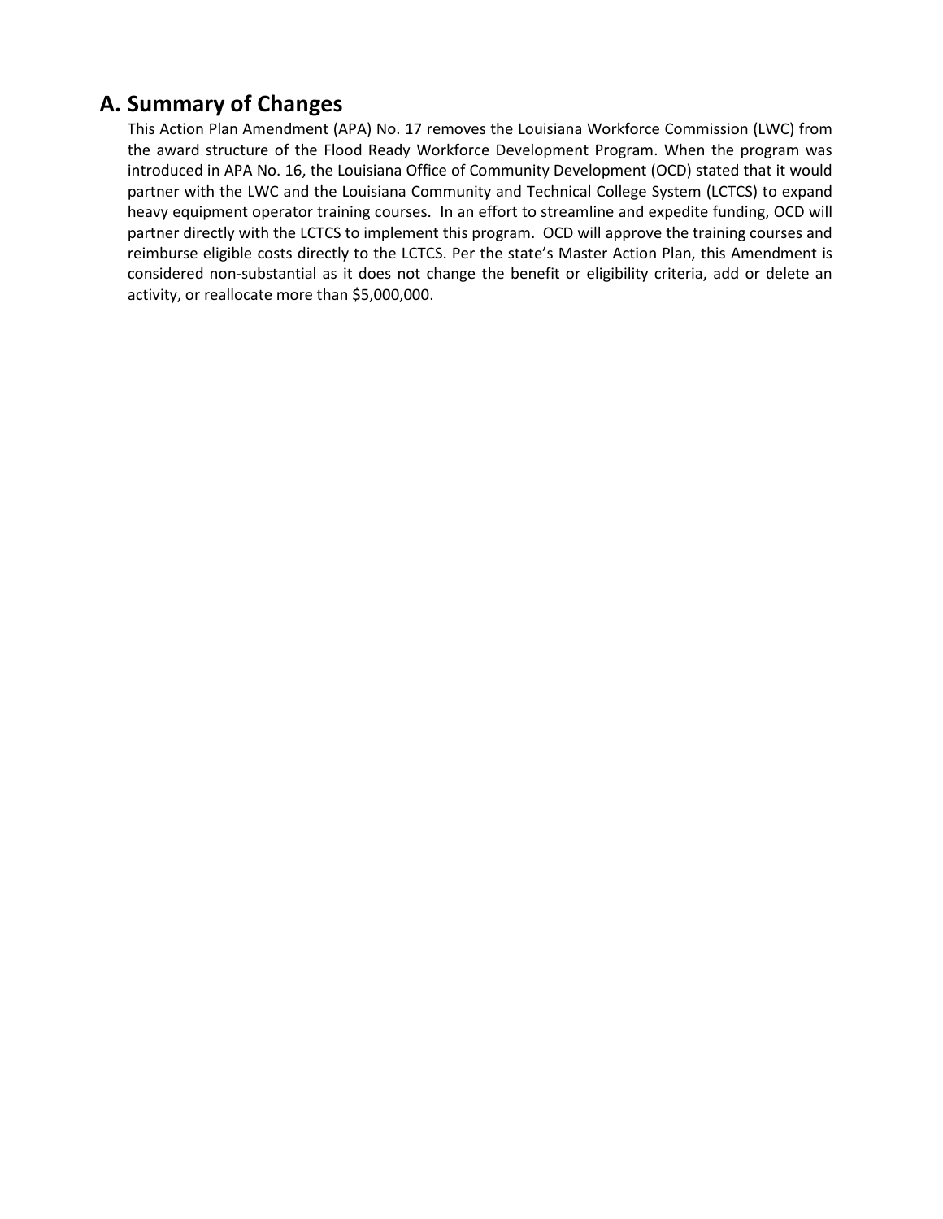## A. Summary of Changes

This Action Plan Amendment (APA) No. 17 removes the Louisiana Workforce Commission (LWC) from the award structure of the Flood Ready Workforce Development Program. When the program was introduced in APA No. 16, the Louisiana Office of Community Development (OCD) stated that it would partner with the LWC and the Louisiana Community and Technical College System (LCTCS) to expand heavy equipment operator training courses. In an effort to streamline and expedite funding, OCD will partner directly with the LCTCS to implement this program. OCD will approve the training courses and reimburse eligible costs directly to the LCTCS. Per the state's Master Action Plan, this Amendment is considered non-substantial as it does not change the benefit or eligibility criteria, add or delete an activity, or reallocate more than $5,000,000.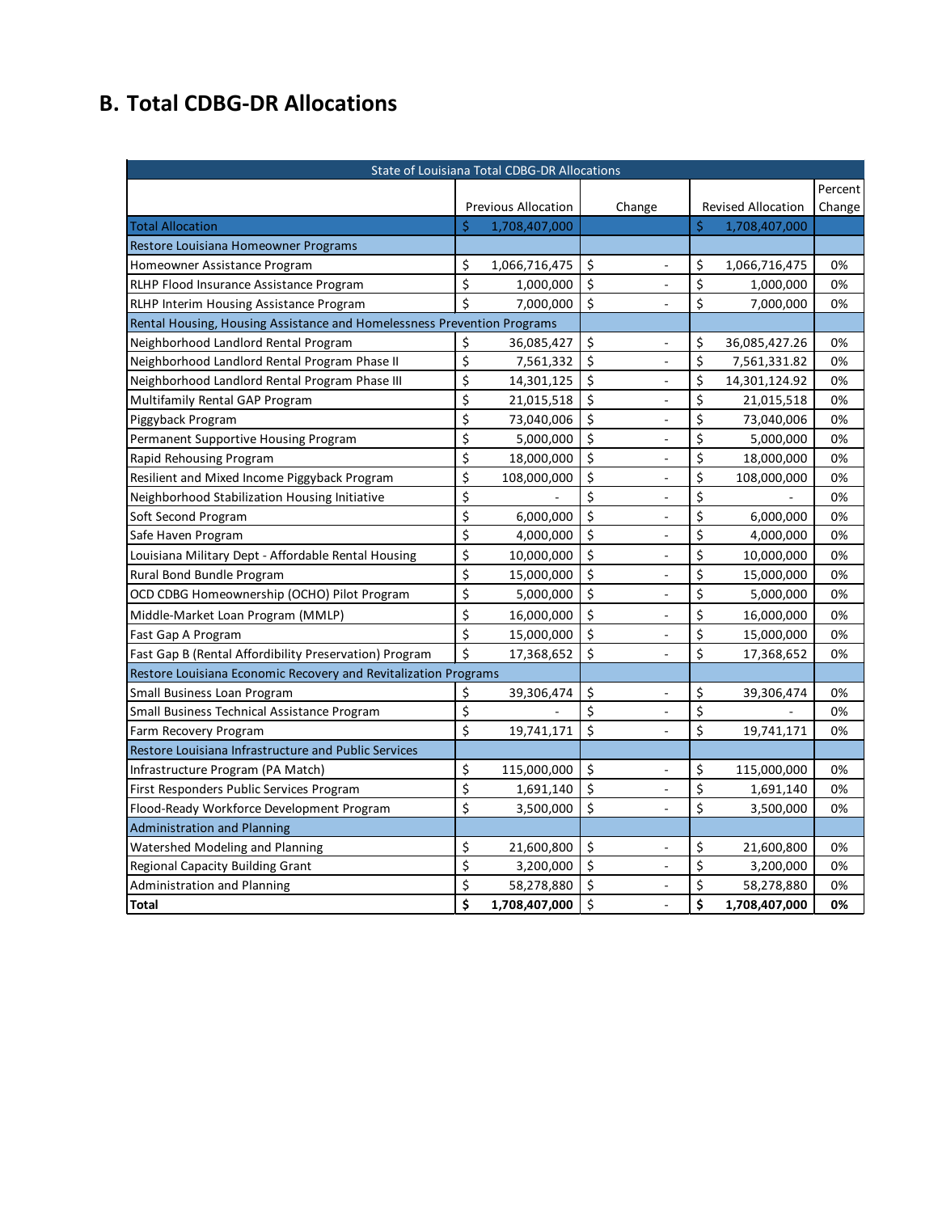## B. Total CDBG-DR Allocations

| State of Louisiana Total CDBG-DR Allocations | | | | |
|---|---|---|---|---|
| | Previous Allocation | Change | Revised Allocation | Percent Change |
| Total Allocation | $ 1,708,407,000 | | $ 1,708,407,000 | |
| Restore Louisiana Homeowner Programs | | | | |
| Homeowner Assistance Program | $ 1,066,716,475 | $ - | $ 1,066,716,475 | 0% |
| RLHP Flood Insurance Assistance Program | $ 1,000,000 | $ - | $ 1,000,000 | 0% |
| RLHP Interim Housing Assistance Program | $ 7,000,000 | $ - | $ 7,000,000 | 0% |
| Rental Housing, Housing Assistance and Homelessness Prevention Programs | | | | |
| Neighborhood Landlord Rental Program | $ 36,085,427 | $ - | $ 36,085,427.26 | 0% |
| Neighborhood Landlord Rental Program Phase II | $ 7,561,332 | $ - | $ 7,561,331.82 | 0% |
| Neighborhood Landlord Rental Program Phase III | $ 14,301,125 | $ - | $ 14,301,124.92 | 0% |
| Multifamily Rental GAP Program | $ 21,015,518 | $ - | $ 21,015,518 | 0% |
| Piggyback Program | $ 73,040,006 | $ - | $ 73,040,006 | 0% |
| Permanent Supportive Housing Program | $ 5,000,000 | $ - | $ 5,000,000 | 0% |
| Rapid Rehousing Program | $ 18,000,000 | $ - | $ 18,000,000 | 0% |
| Resilient and Mixed Income Piggyback Program | $ 108,000,000 | $ - | $ 108,000,000 | 0% |
| Neighborhood Stabilization Housing Initiative | $ - | $ - | $ - | 0% |
| Soft Second Program | $ 6,000,000 | $ - | $ 6,000,000 | 0% |
| Safe Haven Program | $ 4,000,000 | $ - | $ 4,000,000 | 0% |
| Louisiana Military Dept - Affordable Rental Housing | $ 10,000,000 | $ - | $ 10,000,000 | 0% |
| Rural Bond Bundle Program | $ 15,000,000 | $ - | $ 15,000,000 | 0% |
| OCD CDBG Homeownership (OCHO) Pilot Program | $ 5,000,000 | $ - | $ 5,000,000 | 0% |
| Middle-Market Loan Program (MMLP) | $ 16,000,000 | $ - | $ 16,000,000 | 0% |
| Fast Gap A Program | $ 15,000,000 | $ - | $ 15,000,000 | 0% |
| Fast Gap B (Rental Affordibility Preservation) Program | $ 17,368,652 | $ - | $ 17,368,652 | 0% |
| Restore Louisiana Economic Recovery and Revitalization Programs | | | | |
| Small Business Loan Program | $ 39,306,474 | $ - | $ 39,306,474 | 0% |
| Small Business Technical Assistance Program | $ - | $ - | $ - | 0% |
| Farm Recovery Program | $ 19,741,171 | $ - | $ 19,741,171 | 0% |
| Restore Louisiana Infrastructure and Public Services | | | | |
| Infrastructure Program (PA Match) | $ 115,000,000 | $ - | $ 115,000,000 | 0% |
| First Responders Public Services Program | $ 1,691,140 | $ - | $ 1,691,140 | 0% |
| Flood-Ready Workforce Development Program | $ 3,500,000 | $ - | $ 3,500,000 | 0% |
| Administration and Planning | | | | |
| Watershed Modeling and Planning | $ 21,600,800 | $ - | $ 21,600,800 | 0% |
| Regional Capacity Building Grant | $ 3,200,000 | $ - | $ 3,200,000 | 0% |
| Administration and Planning | $ 58,278,880 | $ - | $ 58,278,880 | 0% |
| **Total** | **$ 1,708,407,000** | $ - | **$ 1,708,407,000** | **0%** |